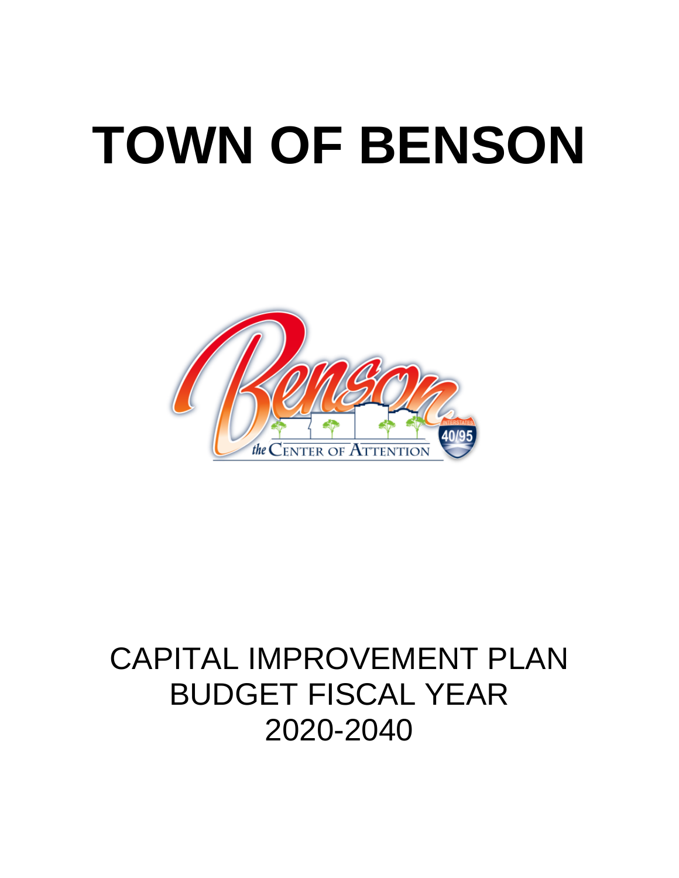# TOWN OF BENSON

CAPITAL IMPROVEMENT PLAN
BUDGET FISCAL YEAR
2020-2040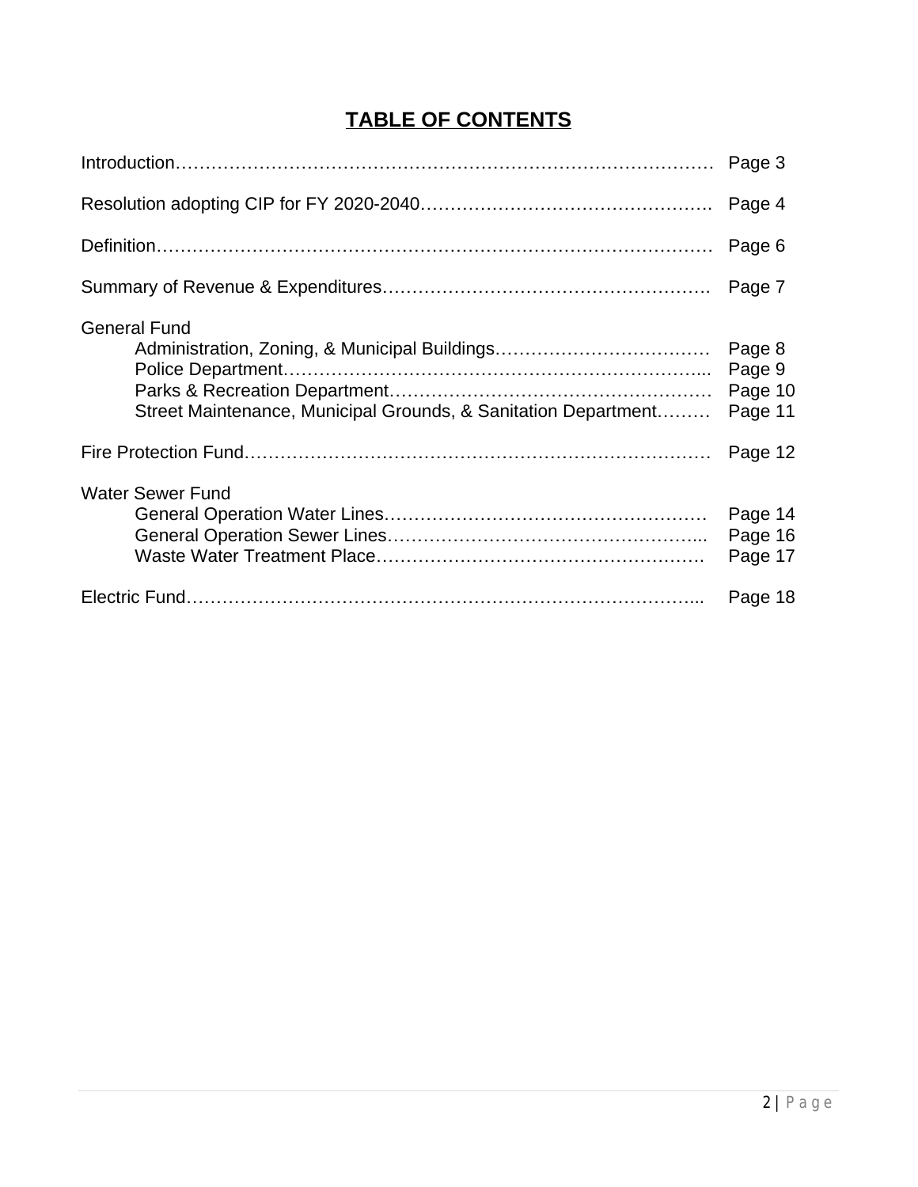# TABLE OF CONTENTS

| | |
|---|---|
| Introduction | Page 3 |
| Resolution adopting CIP for FY 2020-2040 | Page 4 |
| Definition | Page 6 |
| Summary of Revenue & Expenditures | Page 7 |
| General Fund | |
| Administration, Zoning, & Municipal Buildings | Page 8 |
| Police Department | Page 9 |
| Parks & Recreation Department | Page 10 |
| Street Maintenance, Municipal Grounds, & Sanitation Department | Page 11 |
| Fire Protection Fund | Page 12 |
| Water Sewer Fund | |
| General Operation Water Lines | Page 14 |
| General Operation Sewer Lines | Page 16 |
| Waste Water Treatment Place | Page 17 |
| Electric Fund | Page 18 |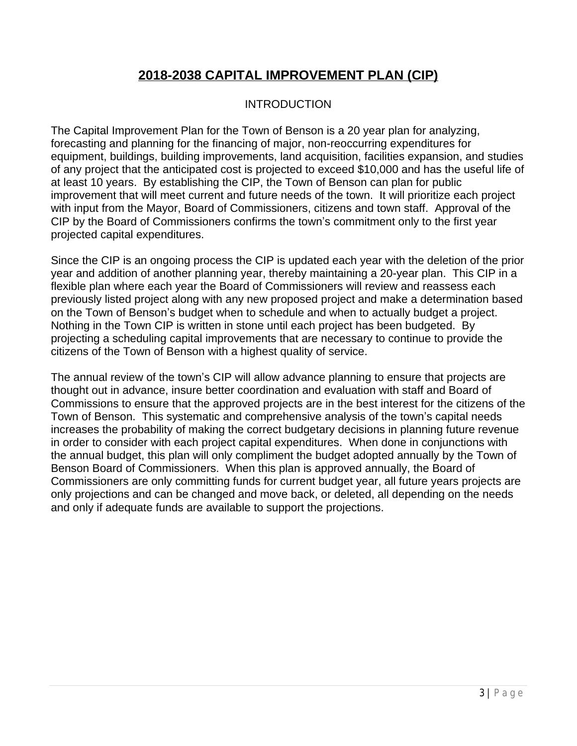# 2018-2038 CAPITAL IMPROVEMENT PLAN (CIP)

## INTRODUCTION

The Capital Improvement Plan for the Town of Benson is a 20 year plan for analyzing, forecasting and planning for the financing of major, non-reoccurring expenditures for equipment, buildings, building improvements, land acquisition, facilities expansion, and studies of any project that the anticipated cost is projected to exceed $10,000 and has the useful life of at least 10 years. By establishing the CIP, the Town of Benson can plan for public improvement that will meet current and future needs of the town. It will prioritize each project with input from the Mayor, Board of Commissioners, citizens and town staff. Approval of the CIP by the Board of Commissioners confirms the town's commitment only to the first year projected capital expenditures.

Since the CIP is an ongoing process the CIP is updated each year with the deletion of the prior year and addition of another planning year, thereby maintaining a 20-year plan. This CIP in a flexible plan where each year the Board of Commissioners will review and reassess each previously listed project along with any new proposed project and make a determination based on the Town of Benson's budget when to schedule and when to actually budget a project. Nothing in the Town CIP is written in stone until each project has been budgeted. By projecting a scheduling capital improvements that are necessary to continue to provide the citizens of the Town of Benson with a highest quality of service.

The annual review of the town's CIP will allow advance planning to ensure that projects are thought out in advance, insure better coordination and evaluation with staff and Board of Commissions to ensure that the approved projects are in the best interest for the citizens of the Town of Benson. This systematic and comprehensive analysis of the town's capital needs increases the probability of making the correct budgetary decisions in planning future revenue in order to consider with each project capital expenditures. When done in conjunctions with the annual budget, this plan will only compliment the budget adopted annually by the Town of Benson Board of Commissioners. When this plan is approved annually, the Board of Commissioners are only committing funds for current budget year, all future years projects are only projections and can be changed and move back, or deleted, all depending on the needs and only if adequate funds are available to support the projections.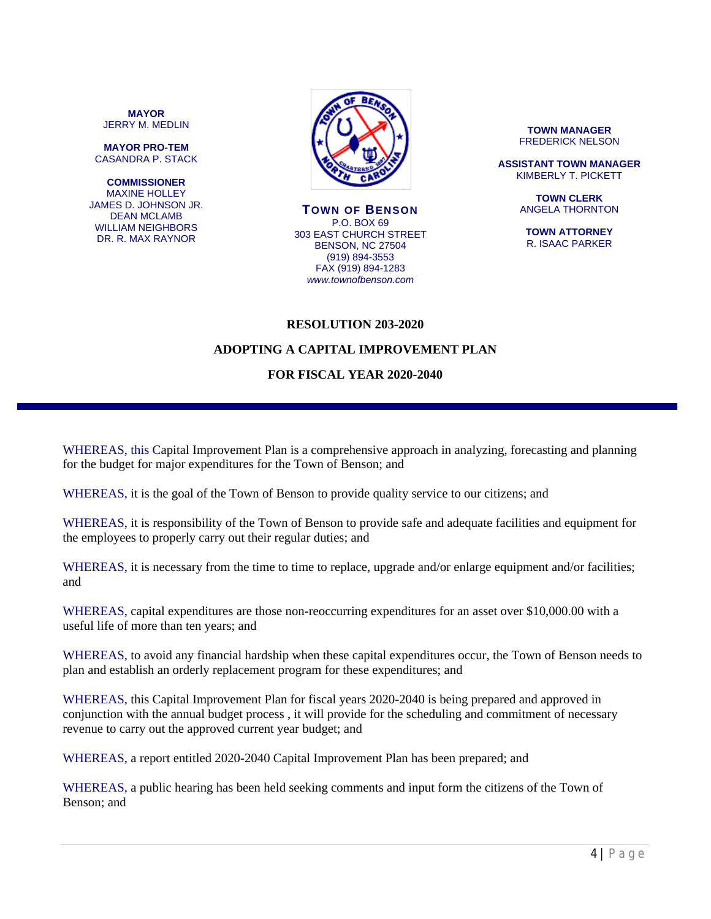**MAYOR**
JERRY M. MEDLIN

**MAYOR PRO-TEM**
CASANDRA P. STACK

**COMMISSIONER**
MAXINE HOLLEY
JAMES D. JOHNSON JR.
DEAN MCLAMB
WILLIAM NEIGHBORS
DR. R. MAX RAYNOR

**TOWN OF BENSON**
P.O. BOX 69
303 EAST CHURCH STREET
BENSON, NC 27504
(919) 894-3553
FAX (919) 894-1283
*www.townofbenson.com*

**TOWN MANAGER**
FREDERICK NELSON

**ASSISTANT TOWN MANAGER**
KIMBERLY T. PICKETT

**TOWN CLERK**
ANGELA THORNTON

**TOWN ATTORNEY**
R. ISAAC PARKER

**RESOLUTION 203-2020**

**ADOPTING A CAPITAL IMPROVEMENT PLAN**

**FOR FISCAL YEAR 2020-2040**

---

WHEREAS, this Capital Improvement Plan is a comprehensive approach in analyzing, forecasting and planning for the budget for major expenditures for the Town of Benson; and

WHEREAS, it is the goal of the Town of Benson to provide quality service to our citizens; and

WHEREAS, it is responsibility of the Town of Benson to provide safe and adequate facilities and equipment for the employees to properly carry out their regular duties; and

WHEREAS, it is necessary from the time to time to replace, upgrade and/or enlarge equipment and/or facilities; and

WHEREAS, capital expenditures are those non-reoccurring expenditures for an asset over $10,000.00 with a useful life of more than ten years; and

WHEREAS, to avoid any financial hardship when these capital expenditures occur, the Town of Benson needs to plan and establish an orderly replacement program for these expenditures; and

WHEREAS, this Capital Improvement Plan for fiscal years 2020-2040 is being prepared and approved in conjunction with the annual budget process , it will provide for the scheduling and commitment of necessary revenue to carry out the approved current year budget; and

WHEREAS, a report entitled 2020-2040 Capital Improvement Plan has been prepared; and

WHEREAS, a public hearing has been held seeking comments and input form the citizens of the Town of Benson; and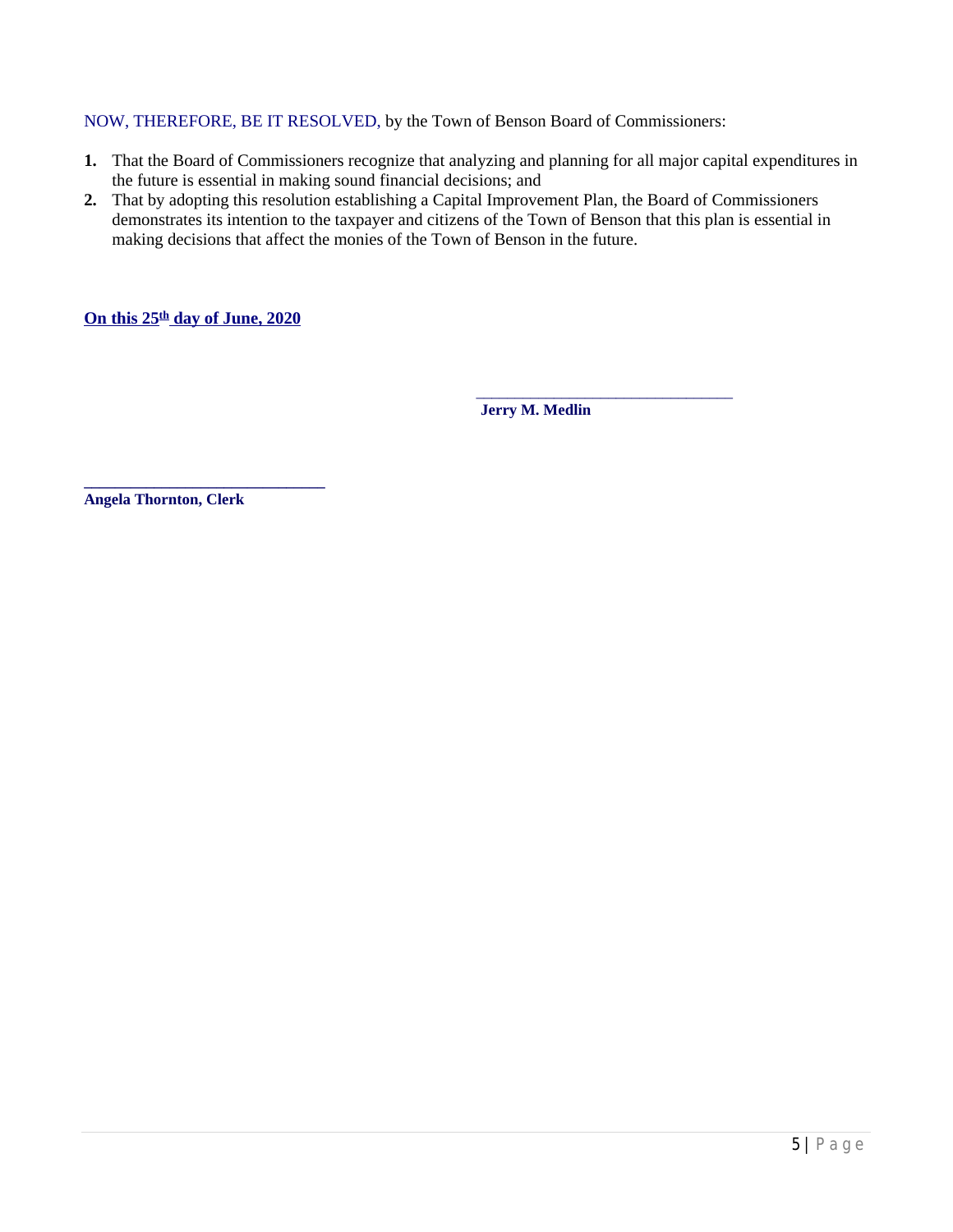NOW, THEREFORE, BE IT RESOLVED, by the Town of Benson Board of Commissioners:

1. That the Board of Commissioners recognize that analyzing and planning for all major capital expenditures in the future is essential in making sound financial decisions; and
2. That by adopting this resolution establishing a Capital Improvement Plan, the Board of Commissioners demonstrates its intention to the taxpayer and citizens of the Town of Benson that this plan is essential in making decisions that affect the monies of the Town of Benson in the future.

**On this 25th day of June, 2020**

\_\_\_\_\_\_\_\_\_\_\_\_\_\_\_\_\_\_\_\_\_\_\_\_\_\_\_\_\_\_\_\_
**Jerry M. Medlin**

\_\_\_\_\_\_\_\_\_\_\_\_\_\_\_\_\_\_\_\_\_\_\_\_\_\_\_\_\_\_\_\_
**Angela Thornton, Clerk**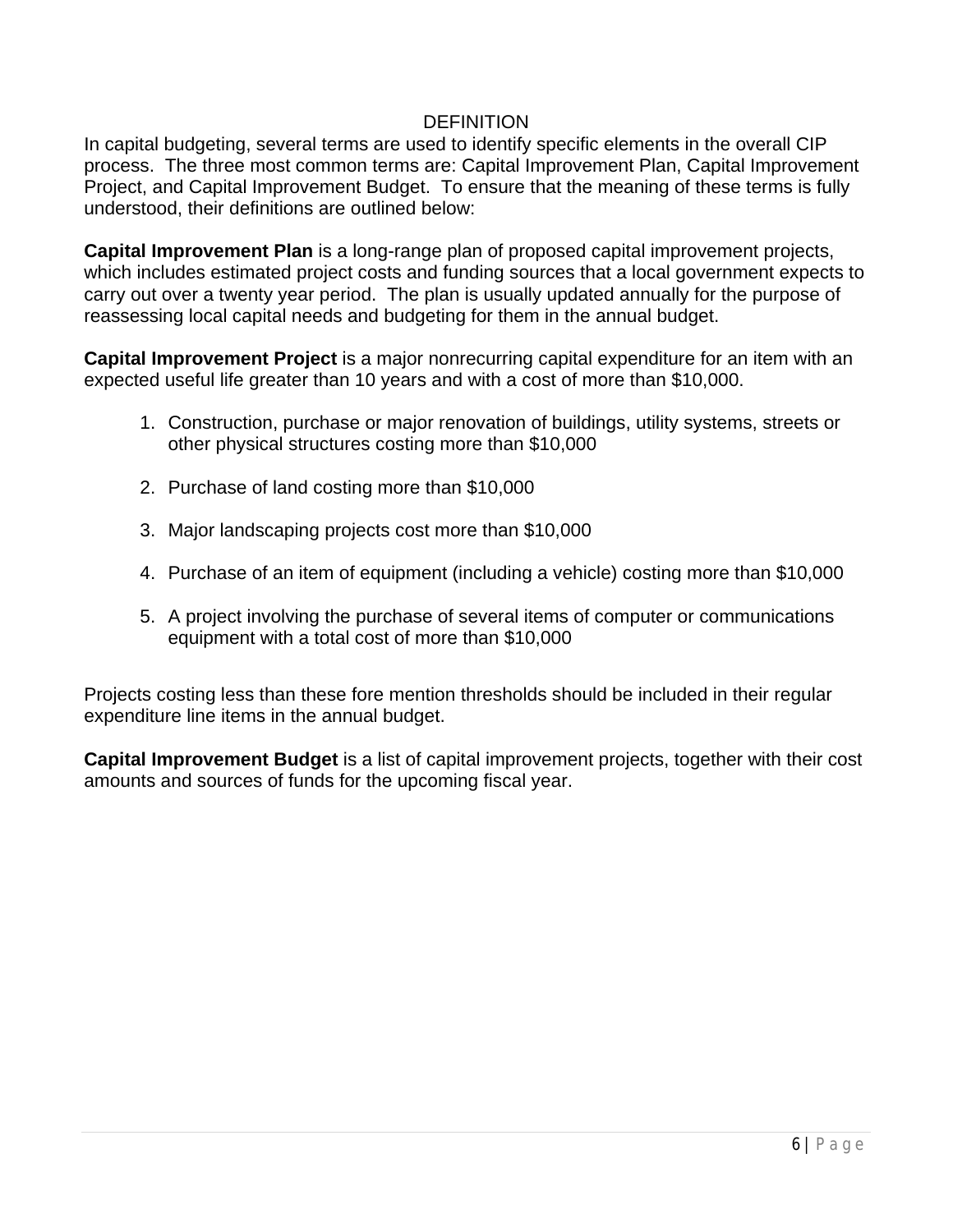## DEFINITION

In capital budgeting, several terms are used to identify specific elements in the overall CIP process. The three most common terms are: Capital Improvement Plan, Capital Improvement Project, and Capital Improvement Budget. To ensure that the meaning of these terms is fully understood, their definitions are outlined below:

**Capital Improvement Plan** is a long-range plan of proposed capital improvement projects, which includes estimated project costs and funding sources that a local government expects to carry out over a twenty year period. The plan is usually updated annually for the purpose of reassessing local capital needs and budgeting for them in the annual budget.

**Capital Improvement Project** is a major nonrecurring capital expenditure for an item with an expected useful life greater than 10 years and with a cost of more than $10,000.

1. Construction, purchase or major renovation of buildings, utility systems, streets or other physical structures costing more than $10,000
2. Purchase of land costing more than $10,000
3. Major landscaping projects cost more than $10,000
4. Purchase of an item of equipment (including a vehicle) costing more than $10,000
5. A project involving the purchase of several items of computer or communications equipment with a total cost of more than $10,000

Projects costing less than these fore mention thresholds should be included in their regular expenditure line items in the annual budget.

**Capital Improvement Budget** is a list of capital improvement projects, together with their cost amounts and sources of funds for the upcoming fiscal year.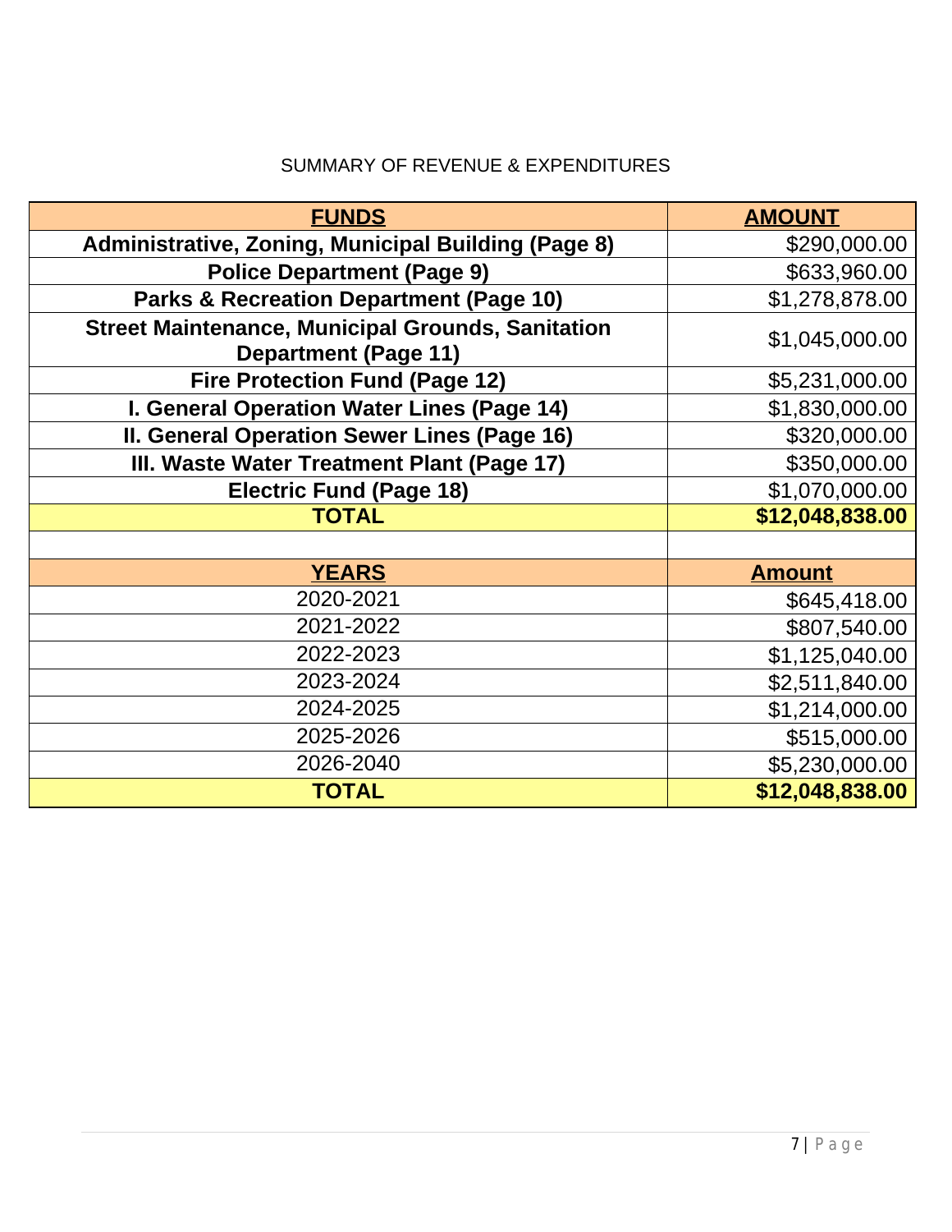SUMMARY OF REVENUE & EXPENDITURES

| FUNDS | AMOUNT |
| --- | --- |
| **Administrative, Zoning, Municipal Building (Page 8)** | $290,000.00 |
| **Police Department (Page 9)** | $633,960.00 |
| **Parks & Recreation Department (Page 10)** | $1,278,878.00 |
| **Street Maintenance, Municipal Grounds, Sanitation Department (Page 11)** | $1,045,000.00 |
| **Fire Protection Fund (Page 12)** | $5,231,000.00 |
| **I. General Operation Water Lines (Page 14)** | $1,830,000.00 |
| **II. General Operation Sewer Lines (Page 16)** | $320,000.00 |
| **III. Waste Water Treatment Plant (Page 17)** | $350,000.00 |
| **Electric Fund (Page 18)** | $1,070,000.00 |
| **TOTAL** | **$12,048,838.00** |
| | |
| **YEARS** | **Amount** |
| 2020-2021 | $645,418.00 |
| 2021-2022 | $807,540.00 |
| 2022-2023 | $1,125,040.00 |
| 2023-2024 | $2,511,840.00 |
| 2024-2025 | $1,214,000.00 |
| 2025-2026 | $515,000.00 |
| 2026-2040 | $5,230,000.00 |
| **TOTAL** | **$12,048,838.00** |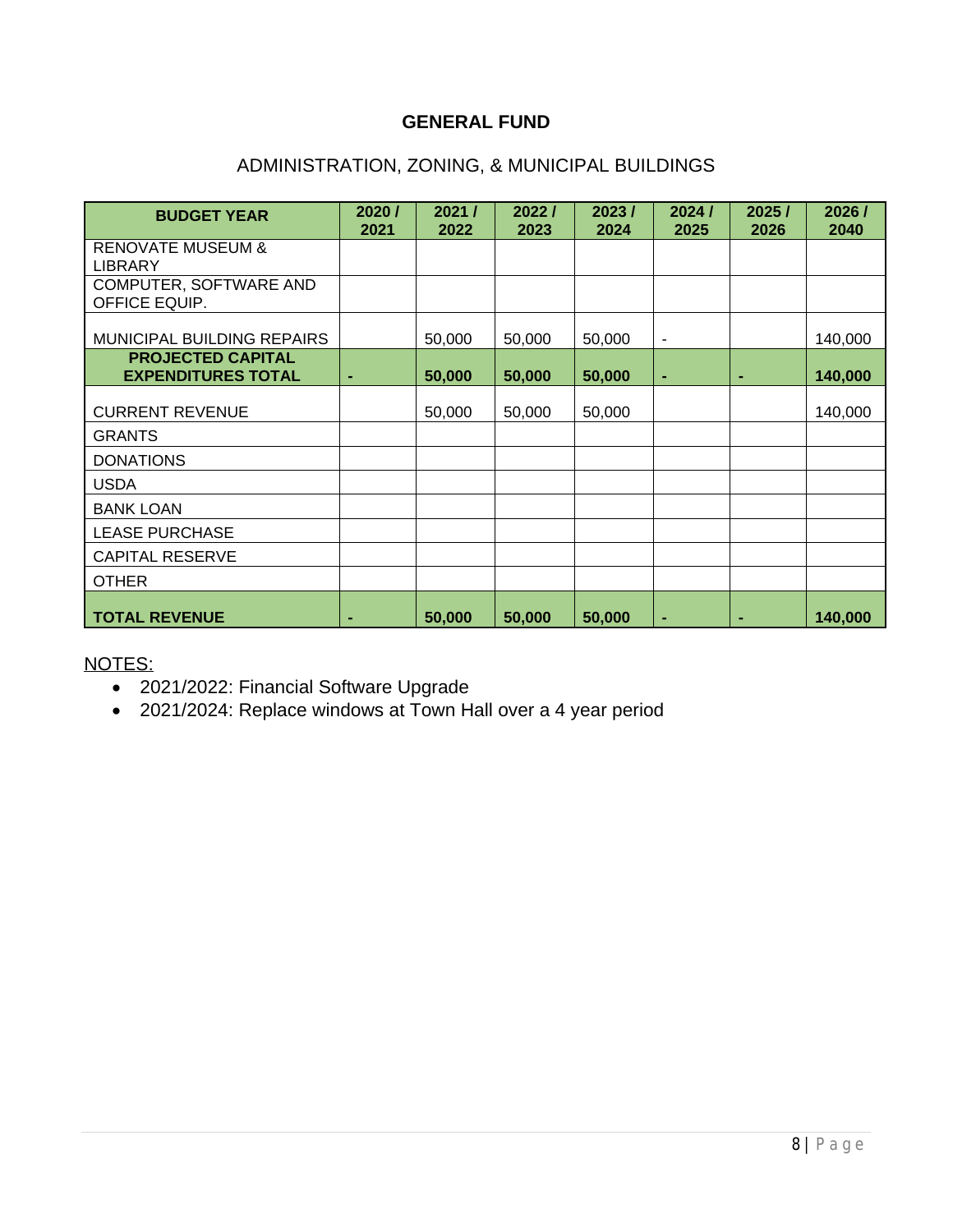## GENERAL FUND

ADMINISTRATION, ZONING, & MUNICIPAL BUILDINGS

| BUDGET YEAR | 2020 / 2021 | 2021 / 2022 | 2022 / 2023 | 2023 / 2024 | 2024 / 2025 | 2025 / 2026 | 2026 / 2040 |
|---|---|---|---|---|---|---|---|
| RENOVATE MUSEUM & LIBRARY | | | | | | | |
| COMPUTER, SOFTWARE AND OFFICE EQUIP. | | | | | | | |
| MUNICIPAL BUILDING REPAIRS | | 50,000 | 50,000 | 50,000 | - | | 140,000 |
| **PROJECTED CAPITAL EXPENDITURES TOTAL** | **-** | **50,000** | **50,000** | **50,000** | **-** | **-** | **140,000** |
| CURRENT REVENUE | | 50,000 | 50,000 | 50,000 | | | 140,000 |
| GRANTS | | | | | | | |
| DONATIONS | | | | | | | |
| USDA | | | | | | | |
| BANK LOAN | | | | | | | |
| LEASE PURCHASE | | | | | | | |
| CAPITAL RESERVE | | | | | | | |
| OTHER | | | | | | | |
| **TOTAL REVENUE** | **-** | **50,000** | **50,000** | **50,000** | **-** | **-** | **140,000** |

NOTES:

- 2021/2022: Financial Software Upgrade
- 2021/2024: Replace windows at Town Hall over a 4 year period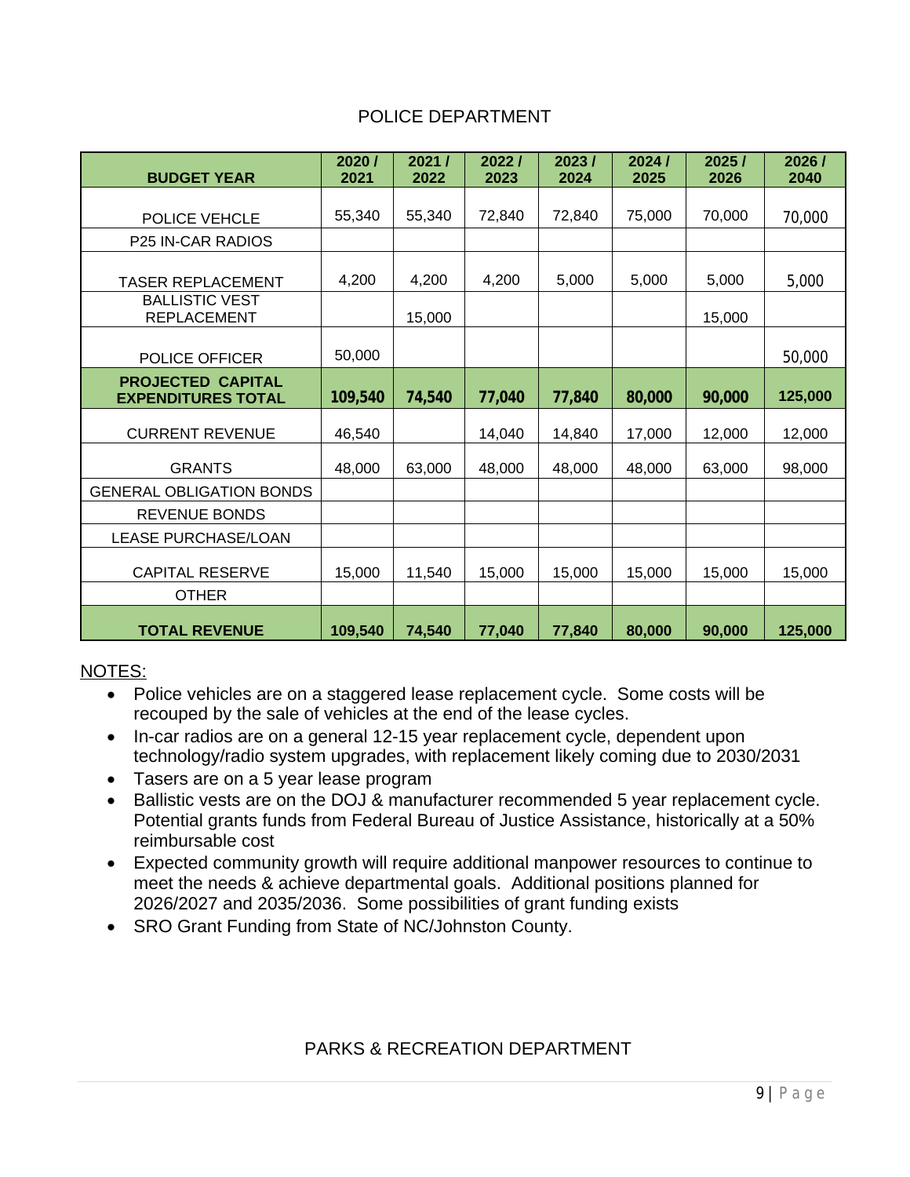## POLICE DEPARTMENT

| BUDGET YEAR | 2020 / 2021 | 2021 / 2022 | 2022 / 2023 | 2023 / 2024 | 2024 / 2025 | 2025 / 2026 | 2026 / 2040 |
|---|---|---|---|---|---|---|---|
| POLICE VEHCLE | 55,340 | 55,340 | 72,840 | 72,840 | 75,000 | 70,000 | 70,000 |
| P25 IN-CAR RADIOS | | | | | | | |
| TASER REPLACEMENT | 4,200 | 4,200 | 4,200 | 5,000 | 5,000 | 5,000 | 5,000 |
| BALLISTIC VEST REPLACEMENT | | 15,000 | | | | 15,000 | |
| POLICE OFFICER | 50,000 | | | | | | 50,000 |
| **PROJECTED CAPITAL EXPENDITURES TOTAL** | **109,540** | **74,540** | **77,040** | **77,840** | **80,000** | **90,000** | **125,000** |
| CURRENT REVENUE | 46,540 | | 14,040 | 14,840 | 17,000 | 12,000 | 12,000 |
| GRANTS | 48,000 | 63,000 | 48,000 | 48,000 | 48,000 | 63,000 | 98,000 |
| GENERAL OBLIGATION BONDS | | | | | | | |
| REVENUE BONDS | | | | | | | |
| LEASE PURCHASE/LOAN | | | | | | | |
| CAPITAL RESERVE | 15,000 | 11,540 | 15,000 | 15,000 | 15,000 | 15,000 | 15,000 |
| OTHER | | | | | | | |
| **TOTAL REVENUE** | **109,540** | **74,540** | **77,040** | **77,840** | **80,000** | **90,000** | **125,000** |

NOTES:

- Police vehicles are on a staggered lease replacement cycle. Some costs will be recouped by the sale of vehicles at the end of the lease cycles.
- In-car radios are on a general 12-15 year replacement cycle, dependent upon technology/radio system upgrades, with replacement likely coming due to 2030/2031
- Tasers are on a 5 year lease program
- Ballistic vests are on the DOJ & manufacturer recommended 5 year replacement cycle. Potential grants funds from Federal Bureau of Justice Assistance, historically at a 50% reimbursable cost
- Expected community growth will require additional manpower resources to continue to meet the needs & achieve departmental goals. Additional positions planned for 2026/2027 and 2035/2036. Some possibilities of grant funding exists
- SRO Grant Funding from State of NC/Johnston County.

## PARKS & RECREATION DEPARTMENT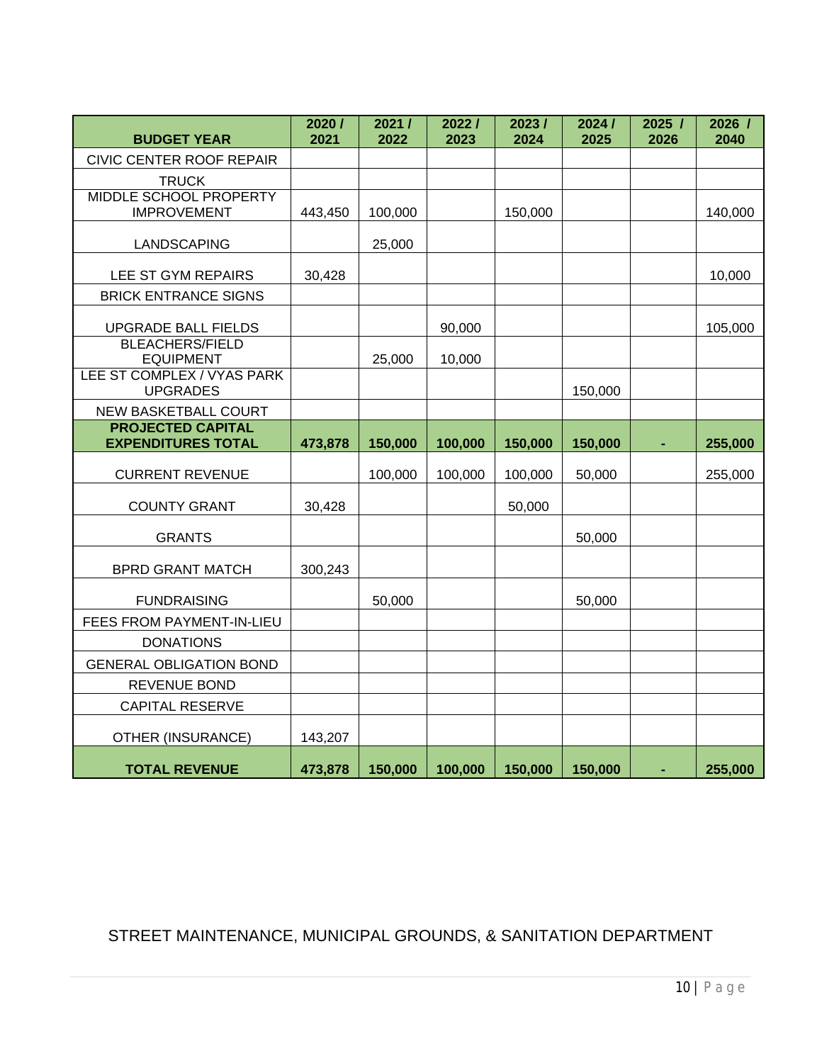| BUDGET YEAR | 2020 / 2021 | 2021 / 2022 | 2022 / 2023 | 2023 / 2024 | 2024 / 2025 | 2025 / 2026 | 2026 / 2040 |
|---|---|---|---|---|---|---|---|
| CIVIC CENTER ROOF REPAIR | | | | | | | |
| TRUCK | | | | | | | |
| MIDDLE SCHOOL PROPERTY IMPROVEMENT | 443,450 | 100,000 | | 150,000 | | | 140,000 |
| LANDSCAPING | | 25,000 | | | | | |
| LEE ST GYM REPAIRS | 30,428 | | | | | | 10,000 |
| BRICK ENTRANCE SIGNS | | | | | | | |
| UPGRADE BALL FIELDS | | | 90,000 | | | | 105,000 |
| BLEACHERS/FIELD EQUIPMENT | | 25,000 | 10,000 | | | | |
| LEE ST COMPLEX / VYAS PARK UPGRADES | | | | | 150,000 | | |
| NEW BASKETBALL COURT | | | | | | | |
| **PROJECTED CAPITAL EXPENDITURES TOTAL** | **473,878** | **150,000** | **100,000** | **150,000** | **150,000** | **-** | **255,000** |
| CURRENT REVENUE | | 100,000 | 100,000 | 100,000 | 50,000 | | 255,000 |
| COUNTY GRANT | 30,428 | | | 50,000 | | | |
| GRANTS | | | | | 50,000 | | |
| BPRD GRANT MATCH | 300,243 | | | | | | |
| FUNDRAISING | | 50,000 | | | 50,000 | | |
| FEES FROM PAYMENT-IN-LIEU | | | | | | | |
| DONATIONS | | | | | | | |
| GENERAL OBLIGATION BOND | | | | | | | |
| REVENUE BOND | | | | | | | |
| CAPITAL RESERVE | | | | | | | |
| OTHER (INSURANCE) | 143,207 | | | | | | |
| **TOTAL REVENUE** | **473,878** | **150,000** | **100,000** | **150,000** | **150,000** | **-** | **255,000** |

## STREET MAINTENANCE, MUNICIPAL GROUNDS, & SANITATION DEPARTMENT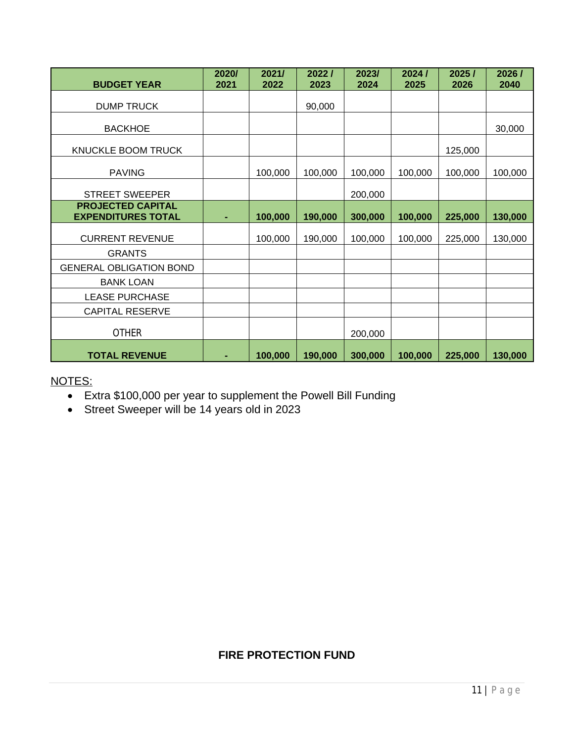| BUDGET YEAR | 2020/ 2021 | 2021/ 2022 | 2022 / 2023 | 2023/ 2024 | 2024 / 2025 | 2025 / 2026 | 2026 / 2040 |
|---|---|---|---|---|---|---|---|
| DUMP TRUCK | | | 90,000 | | | | |
| BACKHOE | | | | | | | 30,000 |
| KNUCKLE BOOM TRUCK | | | | | | 125,000 | |
| PAVING | | 100,000 | 100,000 | 100,000 | 100,000 | 100,000 | 100,000 |
| STREET SWEEPER | | | | 200,000 | | | |
| **PROJECTED CAPITAL EXPENDITURES TOTAL** | **-** | **100,000** | **190,000** | **300,000** | **100,000** | **225,000** | **130,000** |
| CURRENT REVENUE | | 100,000 | 190,000 | 100,000 | 100,000 | 225,000 | 130,000 |
| GRANTS | | | | | | | |
| GENERAL OBLIGATION BOND | | | | | | | |
| BANK LOAN | | | | | | | |
| LEASE PURCHASE | | | | | | | |
| CAPITAL RESERVE | | | | | | | |
| OTHER | | | | 200,000 | | | |
| **TOTAL REVENUE** | **-** | **100,000** | **190,000** | **300,000** | **100,000** | **225,000** | **130,000** |

NOTES:

- Extra $100,000 per year to supplement the Powell Bill Funding
- Street Sweeper will be 14 years old in 2023

**FIRE PROTECTION FUND**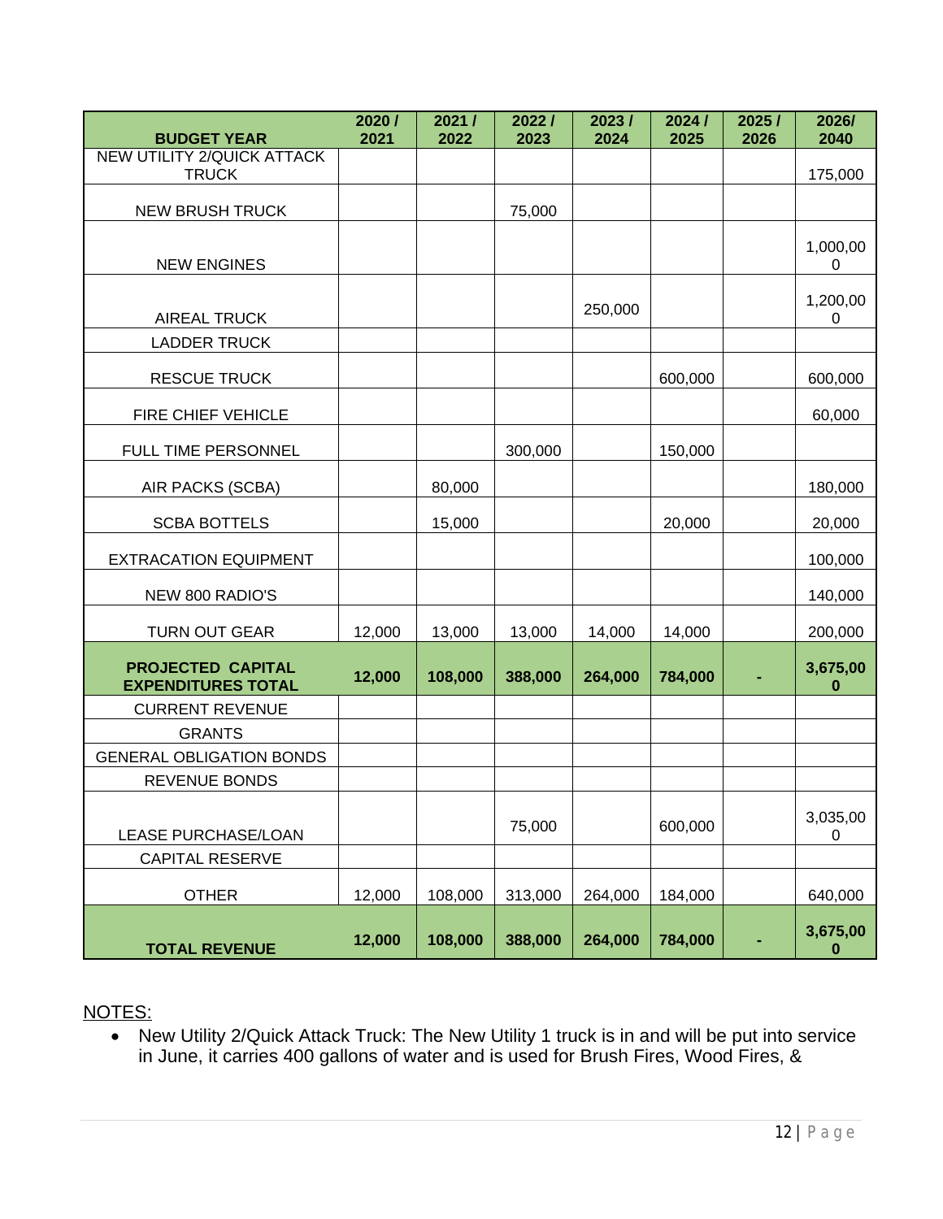| BUDGET YEAR | 2020 / 2021 | 2021 / 2022 | 2022 / 2023 | 2023 / 2024 | 2024 / 2025 | 2025 / 2026 | 2026/ 2040 |
|---|---|---|---|---|---|---|---|
| NEW UTILITY 2/QUICK ATTACK TRUCK | | | | | | | 175,000 |
| NEW BRUSH TRUCK | | | 75,000 | | | | |
| NEW ENGINES | | | | | | | 1,000,000 |
| AIREAL TRUCK | | | | 250,000 | | | 1,200,000 |
| LADDER TRUCK | | | | | | | |
| RESCUE TRUCK | | | | | 600,000 | | 600,000 |
| FIRE CHIEF VEHICLE | | | | | | | 60,000 |
| FULL TIME PERSONNEL | | | 300,000 | | 150,000 | | |
| AIR PACKS (SCBA) | | 80,000 | | | | | 180,000 |
| SCBA BOTTELS | | 15,000 | | | 20,000 | | 20,000 |
| EXTRACATION EQUIPMENT | | | | | | | 100,000 |
| NEW 800 RADIO'S | | | | | | | 140,000 |
| TURN OUT GEAR | 12,000 | 13,000 | 13,000 | 14,000 | 14,000 | | 200,000 |
| **PROJECTED CAPITAL EXPENDITURES TOTAL** | **12,000** | **108,000** | **388,000** | **264,000** | **784,000** | **-** | **3,675,000** |
| CURRENT REVENUE | | | | | | | |
| GRANTS | | | | | | | |
| GENERAL OBLIGATION BONDS | | | | | | | |
| REVENUE BONDS | | | | | | | |
| LEASE PURCHASE/LOAN | | | 75,000 | | 600,000 | | 3,035,000 |
| CAPITAL RESERVE | | | | | | | |
| OTHER | 12,000 | 108,000 | 313,000 | 264,000 | 184,000 | | 640,000 |
| **TOTAL REVENUE** | **12,000** | **108,000** | **388,000** | **264,000** | **784,000** | **-** | **3,675,000** |

NOTES:

- New Utility 2/Quick Attack Truck: The New Utility 1 truck is in and will be put into service in June, it carries 400 gallons of water and is used for Brush Fires, Wood Fires, &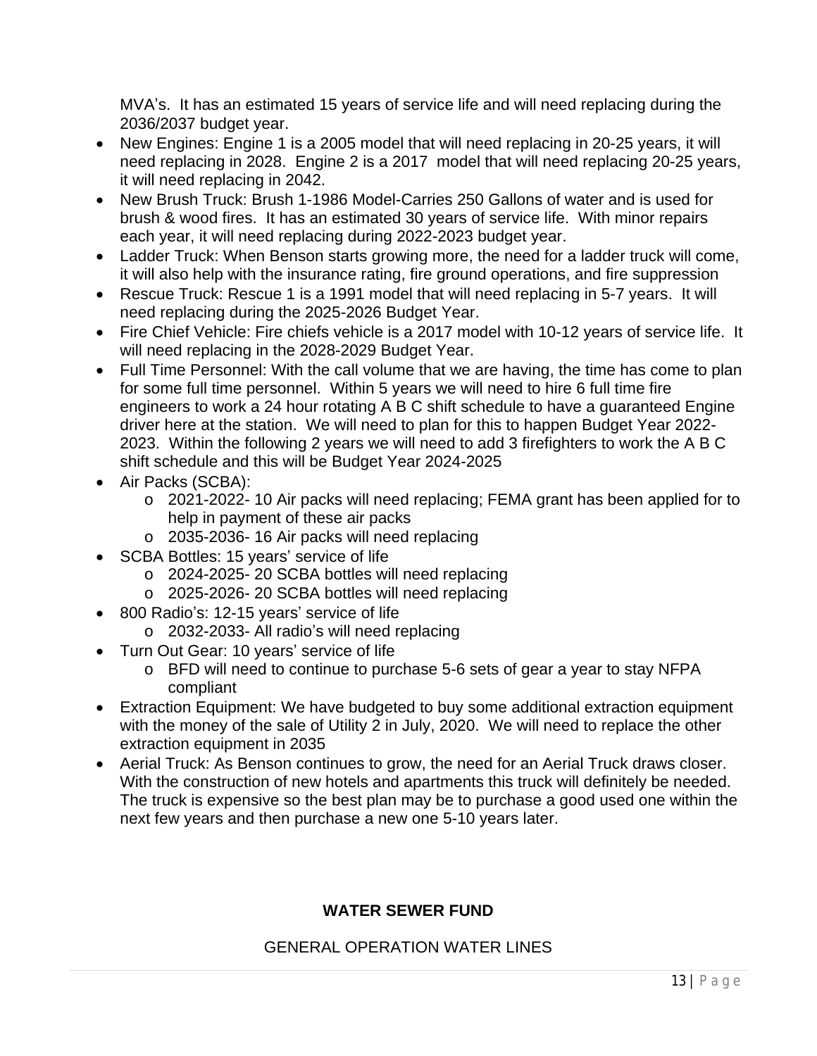MVA's. It has an estimated 15 years of service life and will need replacing during the 2036/2037 budget year.

- New Engines: Engine 1 is a 2005 model that will need replacing in 20-25 years, it will need replacing in 2028. Engine 2 is a 2017 model that will need replacing 20-25 years, it will need replacing in 2042.
- New Brush Truck: Brush 1-1986 Model-Carries 250 Gallons of water and is used for brush & wood fires. It has an estimated 30 years of service life. With minor repairs each year, it will need replacing during 2022-2023 budget year.
- Ladder Truck: When Benson starts growing more, the need for a ladder truck will come, it will also help with the insurance rating, fire ground operations, and fire suppression
- Rescue Truck: Rescue 1 is a 1991 model that will need replacing in 5-7 years. It will need replacing during the 2025-2026 Budget Year.
- Fire Chief Vehicle: Fire chiefs vehicle is a 2017 model with 10-12 years of service life. It will need replacing in the 2028-2029 Budget Year.
- Full Time Personnel: With the call volume that we are having, the time has come to plan for some full time personnel. Within 5 years we will need to hire 6 full time fire engineers to work a 24 hour rotating A B C shift schedule to have a guaranteed Engine driver here at the station. We will need to plan for this to happen Budget Year 2022-2023. Within the following 2 years we will need to add 3 firefighters to work the A B C shift schedule and this will be Budget Year 2024-2025
- Air Packs (SCBA):
  - 2021-2022- 10 Air packs will need replacing; FEMA grant has been applied for to help in payment of these air packs
  - 2035-2036- 16 Air packs will need replacing
- SCBA Bottles: 15 years' service of life
  - 2024-2025- 20 SCBA bottles will need replacing
  - 2025-2026- 20 SCBA bottles will need replacing
- 800 Radio's: 12-15 years' service of life
  - 2032-2033- All radio's will need replacing
- Turn Out Gear: 10 years' service of life
  - BFD will need to continue to purchase 5-6 sets of gear a year to stay NFPA compliant
- Extraction Equipment: We have budgeted to buy some additional extraction equipment with the money of the sale of Utility 2 in July, 2020. We will need to replace the other extraction equipment in 2035
- Aerial Truck: As Benson continues to grow, the need for an Aerial Truck draws closer. With the construction of new hotels and apartments this truck will definitely be needed. The truck is expensive so the best plan may be to purchase a good used one within the next few years and then purchase a new one 5-10 years later.

## WATER SEWER FUND

GENERAL OPERATION WATER LINES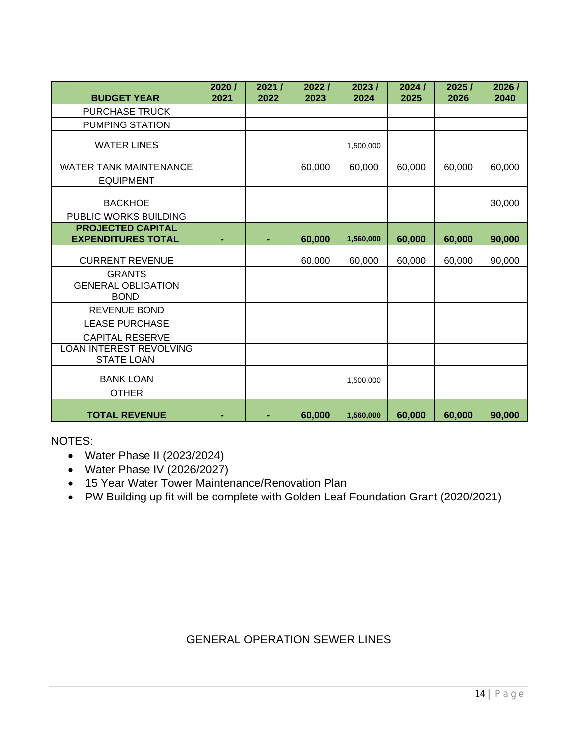| BUDGET YEAR | 2020 / 2021 | 2021 / 2022 | 2022 / 2023 | 2023 / 2024 | 2024 / 2025 | 2025 / 2026 | 2026 / 2040 |
|---|---|---|---|---|---|---|---|
| PURCHASE TRUCK | | | | | | | |
| PUMPING STATION | | | | | | | |
| WATER LINES | | | | 1,500,000 | | | |
| WATER TANK MAINTENANCE | | | 60,000 | 60,000 | 60,000 | 60,000 | 60,000 |
| EQUIPMENT | | | | | | | |
| BACKHOE | | | | | | | 30,000 |
| PUBLIC WORKS BUILDING | | | | | | | |
| **PROJECTED CAPITAL EXPENDITURES TOTAL** | **-** | **-** | **60,000** | **1,560,000** | **60,000** | **60,000** | **90,000** |
| CURRENT REVENUE | | | 60,000 | 60,000 | 60,000 | 60,000 | 90,000 |
| GRANTS | | | | | | | |
| GENERAL OBLIGATION BOND | | | | | | | |
| REVENUE BOND | | | | | | | |
| LEASE PURCHASE | | | | | | | |
| CAPITAL RESERVE | | | | | | | |
| LOAN INTEREST REVOLVING STATE LOAN | | | | | | | |
| BANK LOAN | | | | 1,500,000 | | | |
| OTHER | | | | | | | |
| **TOTAL REVENUE** | **-** | **-** | **60,000** | **1,560,000** | **60,000** | **60,000** | **90,000** |

NOTES:

- Water Phase II (2023/2024)
- Water Phase IV (2026/2027)
- 15 Year Water Tower Maintenance/Renovation Plan
- PW Building up fit will be complete with Golden Leaf Foundation Grant (2020/2021)

GENERAL OPERATION SEWER LINES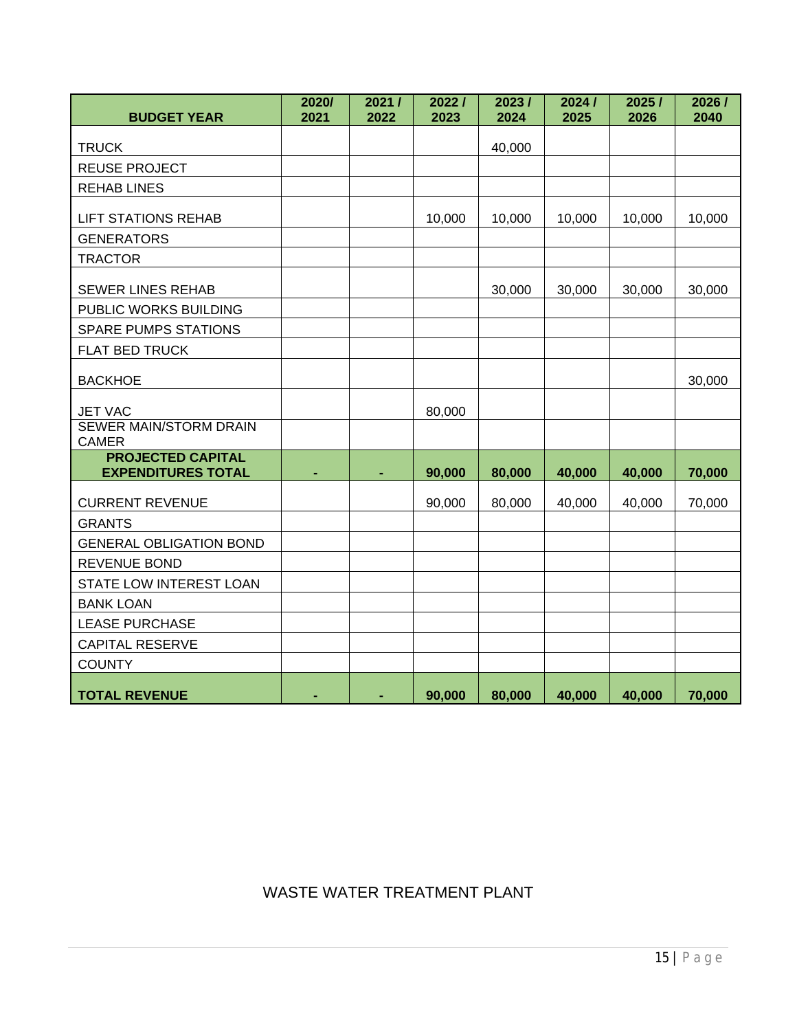| BUDGET YEAR | 2020/ 2021 | 2021 / 2022 | 2022 / 2023 | 2023 / 2024 | 2024 / 2025 | 2025 / 2026 | 2026 / 2040 |
|---|---|---|---|---|---|---|---|
| TRUCK | | | | 40,000 | | | |
| REUSE PROJECT | | | | | | | |
| REHAB LINES | | | | | | | |
| LIFT STATIONS REHAB | | | 10,000 | 10,000 | 10,000 | 10,000 | 10,000 |
| GENERATORS | | | | | | | |
| TRACTOR | | | | | | | |
| SEWER LINES REHAB | | | | 30,000 | 30,000 | 30,000 | 30,000 |
| PUBLIC WORKS BUILDING | | | | | | | |
| SPARE PUMPS STATIONS | | | | | | | |
| FLAT BED TRUCK | | | | | | | |
| BACKHOE | | | | | | | 30,000 |
| JET VAC | | | 80,000 | | | | |
| SEWER MAIN/STORM DRAIN CAMER | | | | | | | |
| **PROJECTED CAPITAL EXPENDITURES TOTAL** | **-** | **-** | **90,000** | **80,000** | **40,000** | **40,000** | **70,000** |
| CURRENT REVENUE | | | 90,000 | 80,000 | 40,000 | 40,000 | 70,000 |
| GRANTS | | | | | | | |
| GENERAL OBLIGATION BOND | | | | | | | |
| REVENUE BOND | | | | | | | |
| STATE LOW INTEREST LOAN | | | | | | | |
| BANK LOAN | | | | | | | |
| LEASE PURCHASE | | | | | | | |
| CAPITAL RESERVE | | | | | | | |
| COUNTY | | | | | | | |
| **TOTAL REVENUE** | **-** | **-** | **90,000** | **80,000** | **40,000** | **40,000** | **70,000** |

WASTE WATER TREATMENT PLANT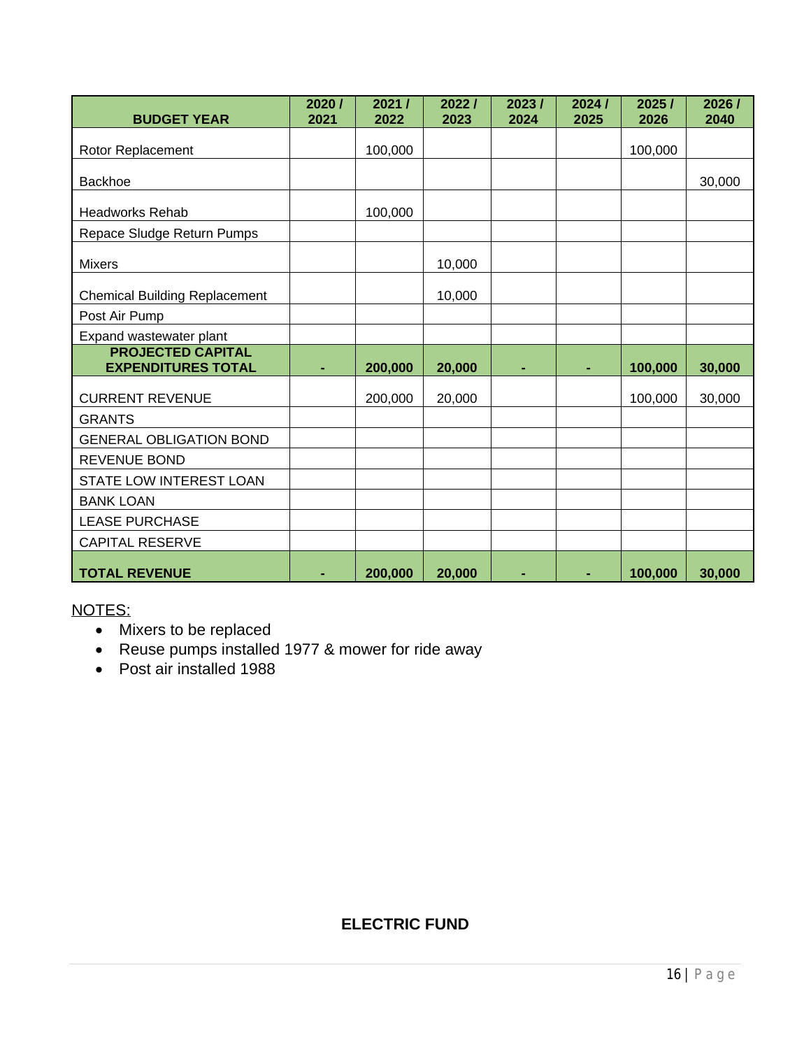| BUDGET YEAR | 2020 / 2021 | 2021 / 2022 | 2022 / 2023 | 2023 / 2024 | 2024 / 2025 | 2025 / 2026 | 2026 / 2040 |
|---|---|---|---|---|---|---|---|
| Rotor Replacement | | 100,000 | | | | 100,000 | |
| Backhoe | | | | | | | 30,000 |
| Headworks Rehab | | 100,000 | | | | | |
| Repace Sludge Return Pumps | | | | | | | |
| Mixers | | | 10,000 | | | | |
| Chemical Building Replacement | | | 10,000 | | | | |
| Post Air Pump | | | | | | | |
| Expand wastewater plant | | | | | | | |
| **PROJECTED CAPITAL EXPENDITURES TOTAL** | **-** | **200,000** | **20,000** | **-** | **-** | **100,000** | **30,000** |
| CURRENT REVENUE | | 200,000 | 20,000 | | | 100,000 | 30,000 |
| GRANTS | | | | | | | |
| GENERAL OBLIGATION BOND | | | | | | | |
| REVENUE BOND | | | | | | | |
| STATE LOW INTEREST LOAN | | | | | | | |
| BANK LOAN | | | | | | | |
| LEASE PURCHASE | | | | | | | |
| CAPITAL RESERVE | | | | | | | |
| **TOTAL REVENUE** | **-** | **200,000** | **20,000** | **-** | **-** | **100,000** | **30,000** |

NOTES:

- Mixers to be replaced
- Reuse pumps installed 1977 & mower for ride away
- Post air installed 1988

## ELECTRIC FUND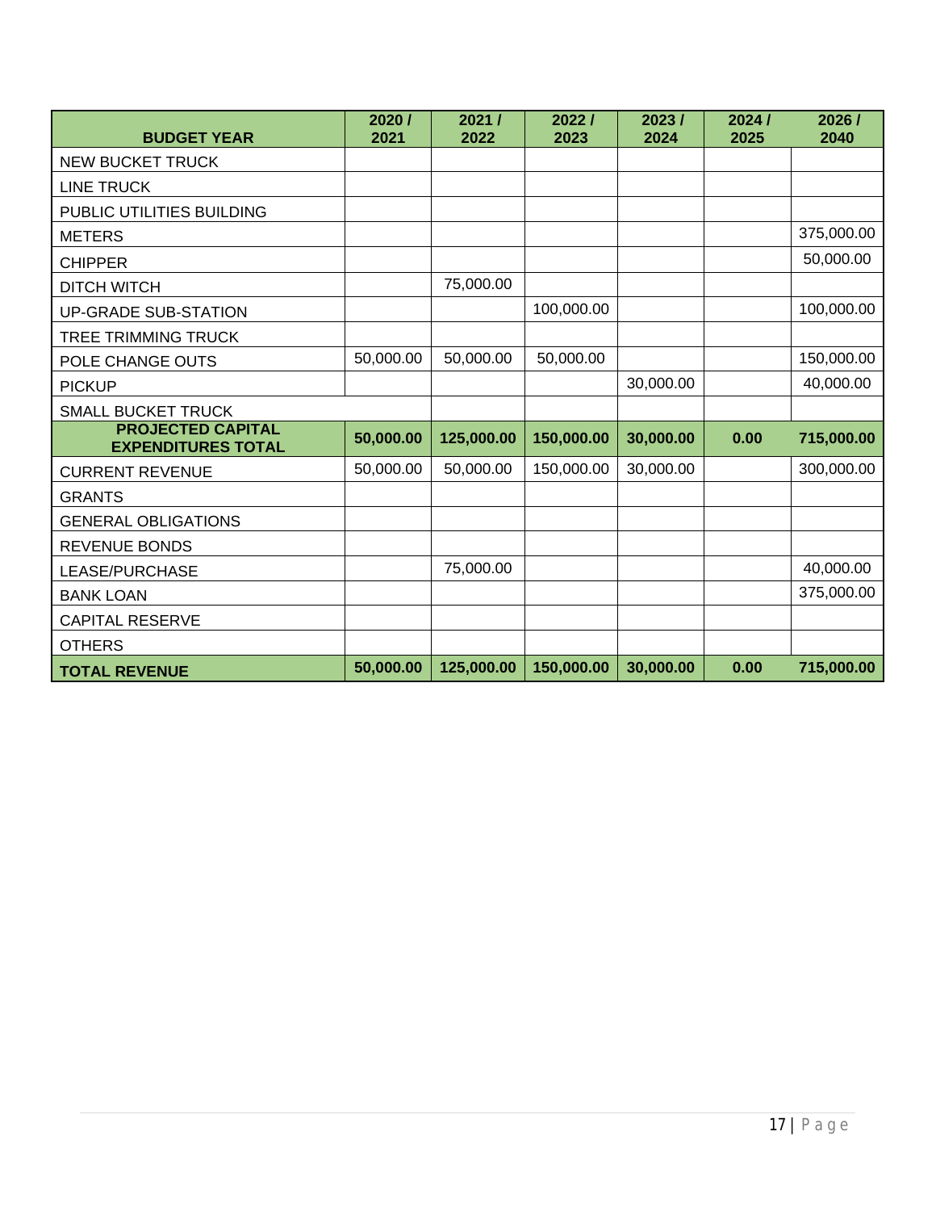| BUDGET YEAR | 2020 / 2021 | 2021 / 2022 | 2022 / 2023 | 2023 / 2024 | 2024 / 2025 | 2026 / 2040 |
|---|---|---|---|---|---|---|
| NEW BUCKET TRUCK | | | | | | |
| LINE TRUCK | | | | | | |
| PUBLIC UTILITIES BUILDING | | | | | | |
| METERS | | | | | | 375,000.00 |
| CHIPPER | | | | | | 50,000.00 |
| DITCH WITCH | | 75,000.00 | | | | |
| UP-GRADE SUB-STATION | | | 100,000.00 | | | 100,000.00 |
| TREE TRIMMING TRUCK | | | | | | |
| POLE CHANGE OUTS | 50,000.00 | 50,000.00 | 50,000.00 | | | 150,000.00 |
| PICKUP | | | | 30,000.00 | | 40,000.00 |
| SMALL BUCKET TRUCK | | | | | | |
| **PROJECTED CAPITAL EXPENDITURES TOTAL** | **50,000.00** | **125,000.00** | **150,000.00** | **30,000.00** | **0.00** | **715,000.00** |
| CURRENT REVENUE | 50,000.00 | 50,000.00 | 150,000.00 | 30,000.00 | | 300,000.00 |
| GRANTS | | | | | | |
| GENERAL OBLIGATIONS | | | | | | |
| REVENUE BONDS | | | | | | |
| LEASE/PURCHASE | | 75,000.00 | | | | 40,000.00 |
| BANK LOAN | | | | | | 375,000.00 |
| CAPITAL RESERVE | | | | | | |
| OTHERS | | | | | | |
| **TOTAL REVENUE** | **50,000.00** | **125,000.00** | **150,000.00** | **30,000.00** | **0.00** | **715,000.00** |